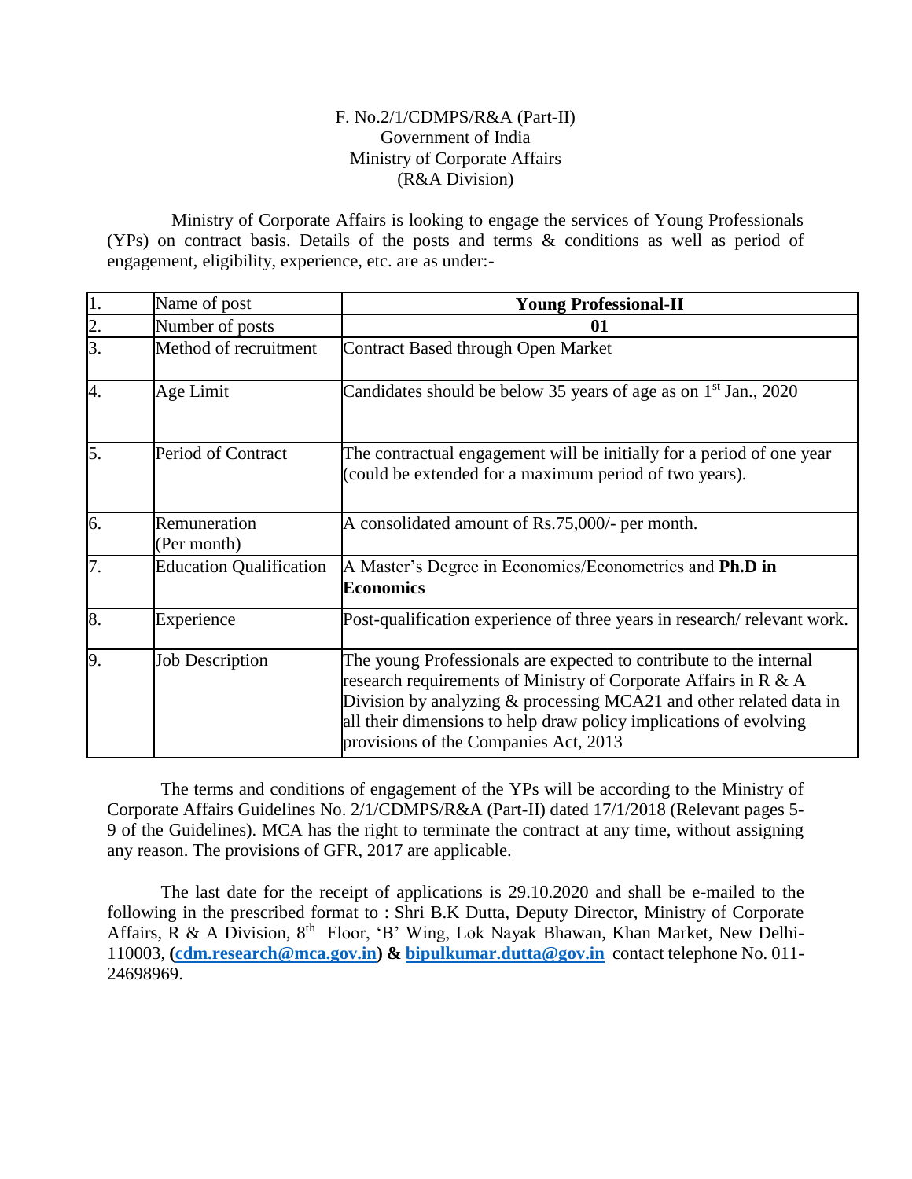F. No.2/1/CDMPS/R&A (Part-II)
Government of India
Ministry of Corporate Affairs
(R&A Division)

Ministry of Corporate Affairs is looking to engage the services of Young Professionals (YPs) on contract basis. Details of the posts and terms & conditions as well as period of engagement, eligibility, experience, etc. are as under:-

| | | |
|---|---|---|
| 1. | Name of post | **Young Professional-II** |
| 2. | Number of posts | **01** |
| 3. | Method of recruitment | Contract Based through Open Market |
| 4. | Age Limit | Candidates should be below 35 years of age as on 1st Jan., 2020 |
| 5. | Period of Contract | The contractual engagement will be initially for a period of one year (could be extended for a maximum period of two years). |
| 6. | Remuneration (Per month) | A consolidated amount of Rs.75,000/- per month. |
| 7. | Education Qualification | A Master's Degree in Economics/Econometrics and **Ph.D in Economics** |
| 8. | Experience | Post-qualification experience of three years in research/ relevant work. |
| 9. | Job Description | The young Professionals are expected to contribute to the internal research requirements of Ministry of Corporate Affairs in R & A Division by analyzing & processing MCA21 and other related data in all their dimensions to help draw policy implications of evolving provisions of the Companies Act, 2013 |

The terms and conditions of engagement of the YPs will be according to the Ministry of Corporate Affairs Guidelines No. 2/1/CDMPS/R&A (Part-II) dated 17/1/2018 (Relevant pages 5-9 of the Guidelines). MCA has the right to terminate the contract at any time, without assigning any reason. The provisions of GFR, 2017 are applicable.

The last date for the receipt of applications is 29.10.2020 and shall be e-mailed to the following in the prescribed format to : Shri B.K Dutta, Deputy Director, Ministry of Corporate Affairs, R & A Division, 8th Floor, 'B' Wing, Lok Nayak Bhawan, Khan Market, New Delhi-110003, **(cdm.research@mca.gov.in) & bipulkumar.dutta@gov.in** contact telephone No. 011-24698969.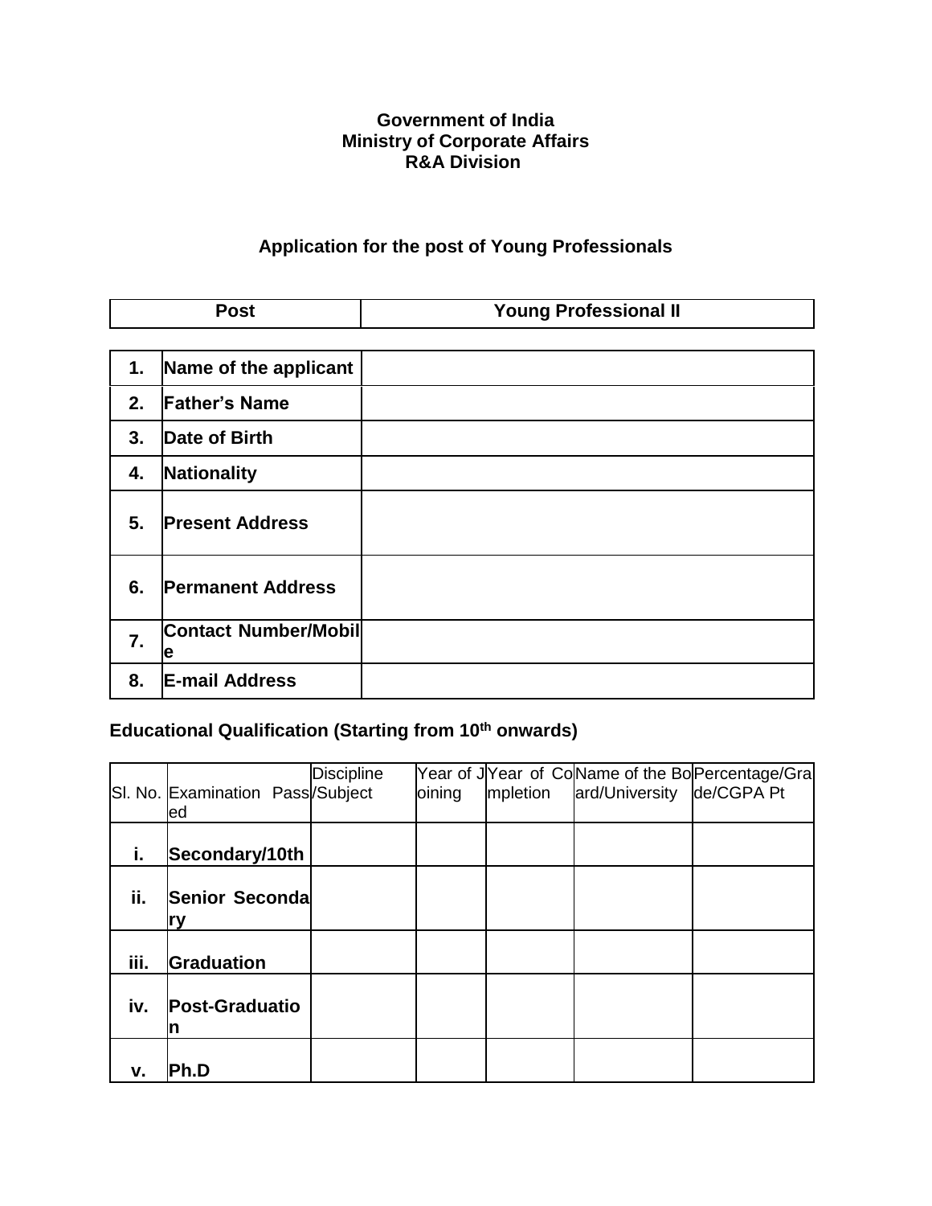**Government of India**
**Ministry of Corporate Affairs**
**R&A Division**

## Application for the post of Young Professionals

| Post | Young Professional II |
|---|---|

| | | |
|---|---|---|
| **1.** | **Name of the applicant** | |
| **2.** | **Father's Name** | |
| **3.** | **Date of Birth** | |
| **4.** | **Nationality** | |
| **5.** | **Present Address** | |
| **6.** | **Permanent Address** | |
| **7.** | **Contact Number/Mobile** | |
| **8.** | **E-mail Address** | |

### Educational Qualification (Starting from 10th onwards)

| Sl. No. | Examination Passed | Discipline/Subject | Year of Joining | Year of Completion | Name of the Board/University | Percentage/Grade/CGPA Pt |
|---|---|---|---|---|---|---|
| **i.** | **Secondary/10th** | | | | | |
| **ii.** | **Senior Secondary** | | | | | |
| **iii.** | **Graduation** | | | | | |
| **iv.** | **Post-Graduation** | | | | | |
| **v.** | **Ph.D** | | | | | |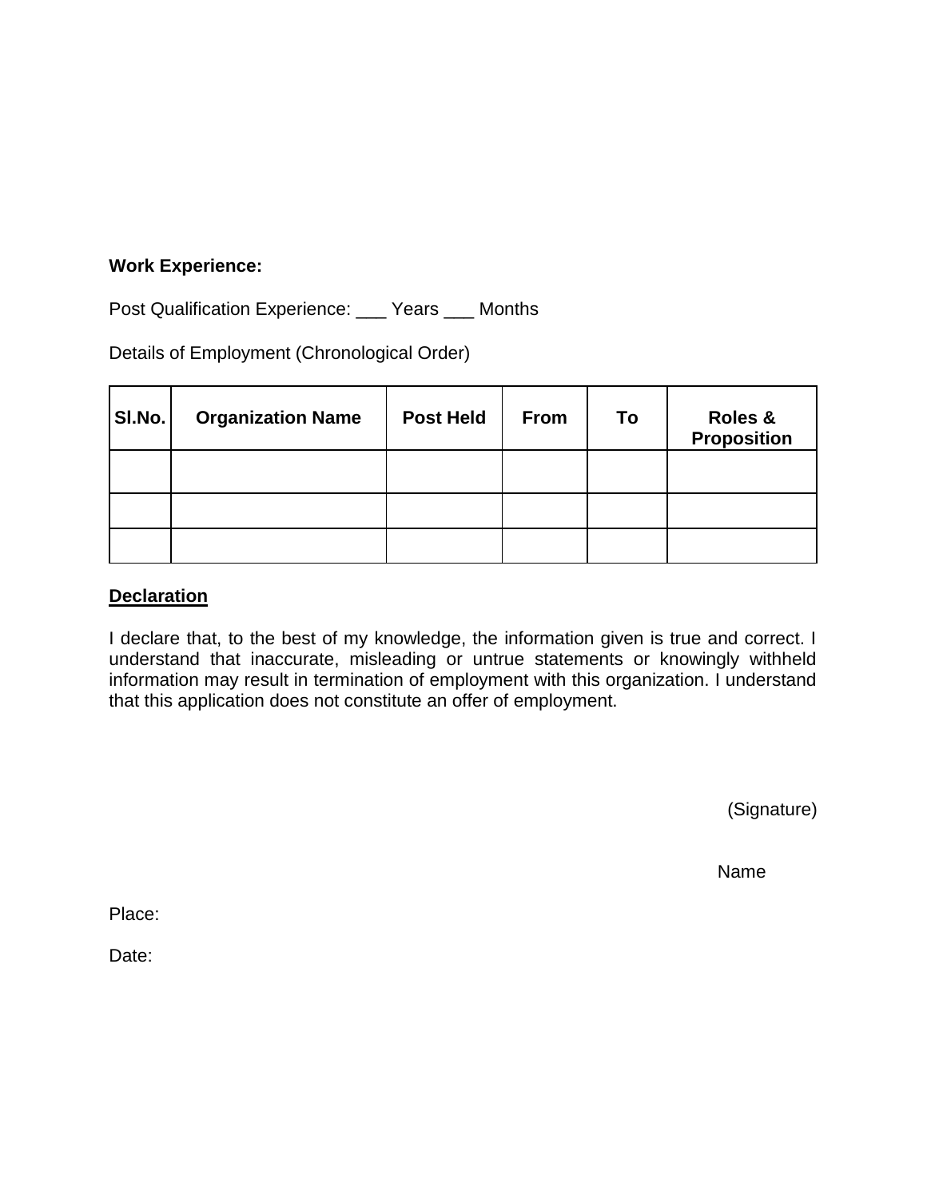**Work Experience:**

Post Qualification Experience: ___ Years ___ Months

Details of Employment (Chronological Order)

| Sl.No. | Organization Name | Post Held | From | To | Roles & Proposition |
|---|---|---|---|---|---|
| | | | | | |
| | | | | | |
| | | | | | |

**Declaration**

I declare that, to the best of my knowledge, the information given is true and correct. I understand that inaccurate, misleading or untrue statements or knowingly withheld information may result in termination of employment with this organization. I understand that this application does not constitute an offer of employment.

(Signature)

Name

Place:

Date: